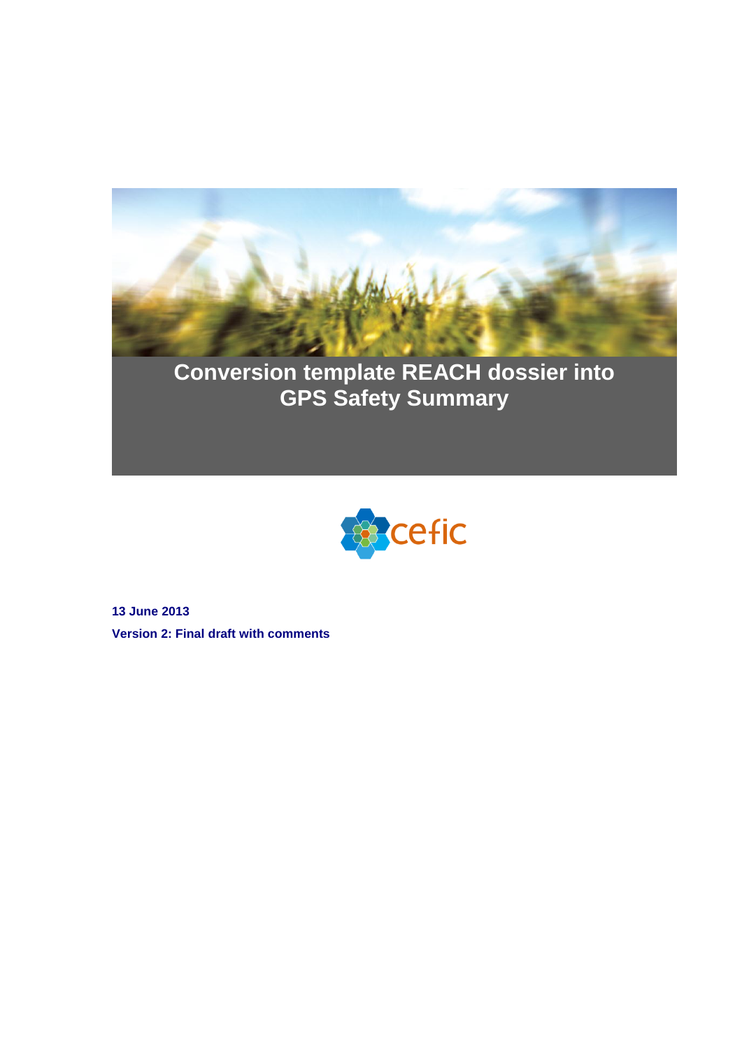# Conversion template REACH dossier into GPS Safety Summary

cefic

**13 June 2013**

**Version 2: Final draft with comments**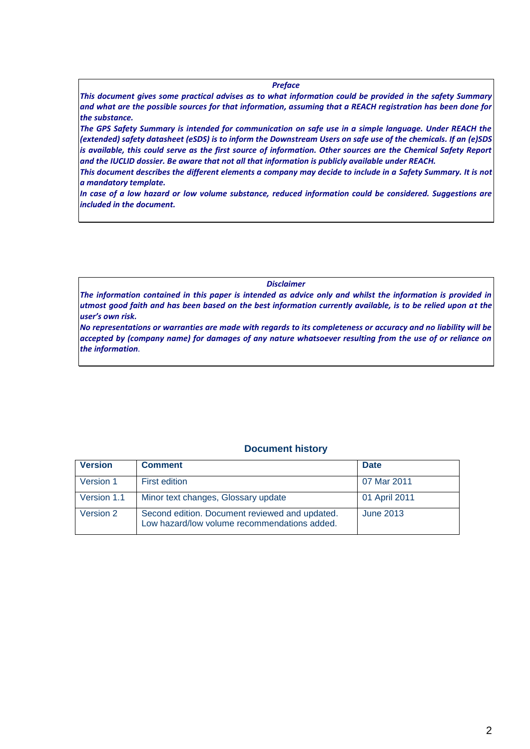***Preface***

***This document gives some practical advises as to what information could be provided in the safety Summary and what are the possible sources for that information, assuming that a REACH registration has been done for the substance.***

***The GPS Safety Summary is intended for communication on safe use in a simple language. Under REACH the (extended) safety datasheet (eSDS) is to inform the Downstream Users on safe use of the chemicals. If an (e)SDS is available, this could serve as the first source of information. Other sources are the Chemical Safety Report and the IUCLID dossier. Be aware that not all that information is publicly available under REACH.***

***This document describes the different elements a company may decide to include in a Safety Summary. It is not a mandatory template.***

***In case of a low hazard or low volume substance, reduced information could be considered. Suggestions are included in the document.***

***Disclaimer***

***The information contained in this paper is intended as advice only and whilst the information is provided in utmost good faith and has been based on the best information currently available, is to be relied upon at the user's own risk.***

***No representations or warranties are made with regards to its completeness or accuracy and no liability will be accepted by (company name) for damages of any nature whatsoever resulting from the use of or reliance on the information.***

## Document history

| Version | Comment | Date |
| --- | --- | --- |
| Version 1 | First edition | 07 Mar 2011 |
| Version 1.1 | Minor text changes, Glossary update | 01 April 2011 |
| Version 2 | Second edition. Document reviewed and updated. Low hazard/low volume recommendations added. | June 2013 |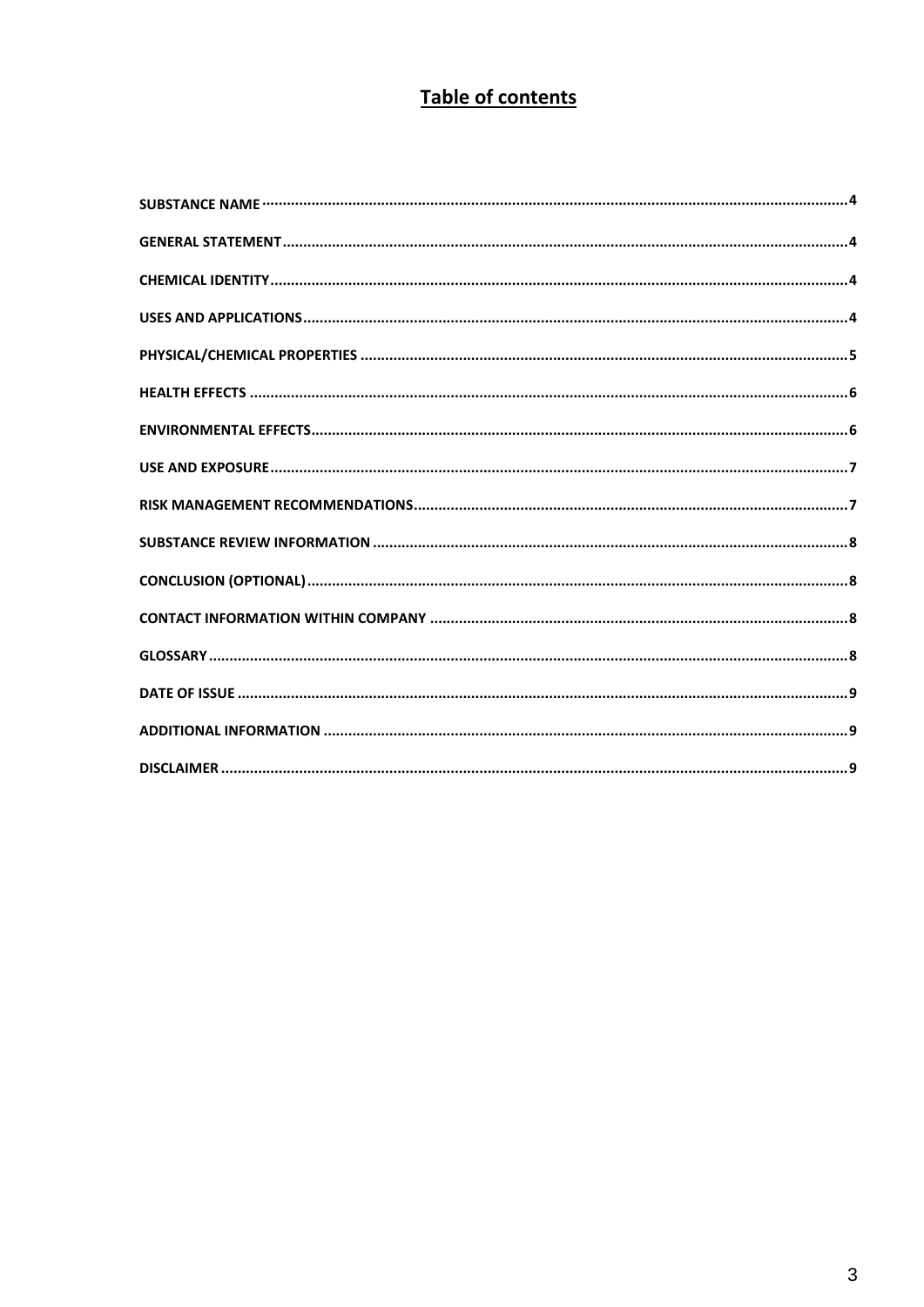# Table of contents

SUBSTANCE NAME ........................................................................................................................................ 4

GENERAL STATEMENT .................................................................................................................................. 4

CHEMICAL IDENTITY .................................................................................................................................... 4

USES AND APPLICATIONS ............................................................................................................................ 4

PHYSICAL/CHEMICAL PROPERTIES ............................................................................................................. 5

HEALTH EFFECTS ......................................................................................................................................... 6

ENVIRONMENTAL EFFECTS .......................................................................................................................... 6

USE AND EXPOSURE .................................................................................................................................... 7

RISK MANAGEMENT RECOMMENDATIONS ................................................................................................. 7

SUBSTANCE REVIEW INFORMATION ............................................................................................................ 8

CONCLUSION (OPTIONAL) ........................................................................................................................... 8

CONTACT INFORMATION WITHIN COMPANY .............................................................................................. 8

GLOSSARY .................................................................................................................................................... 8

DATE OF ISSUE ............................................................................................................................................. 9

ADDITIONAL INFORMATION ........................................................................................................................ 9

DISCLAIMER ................................................................................................................................................. 9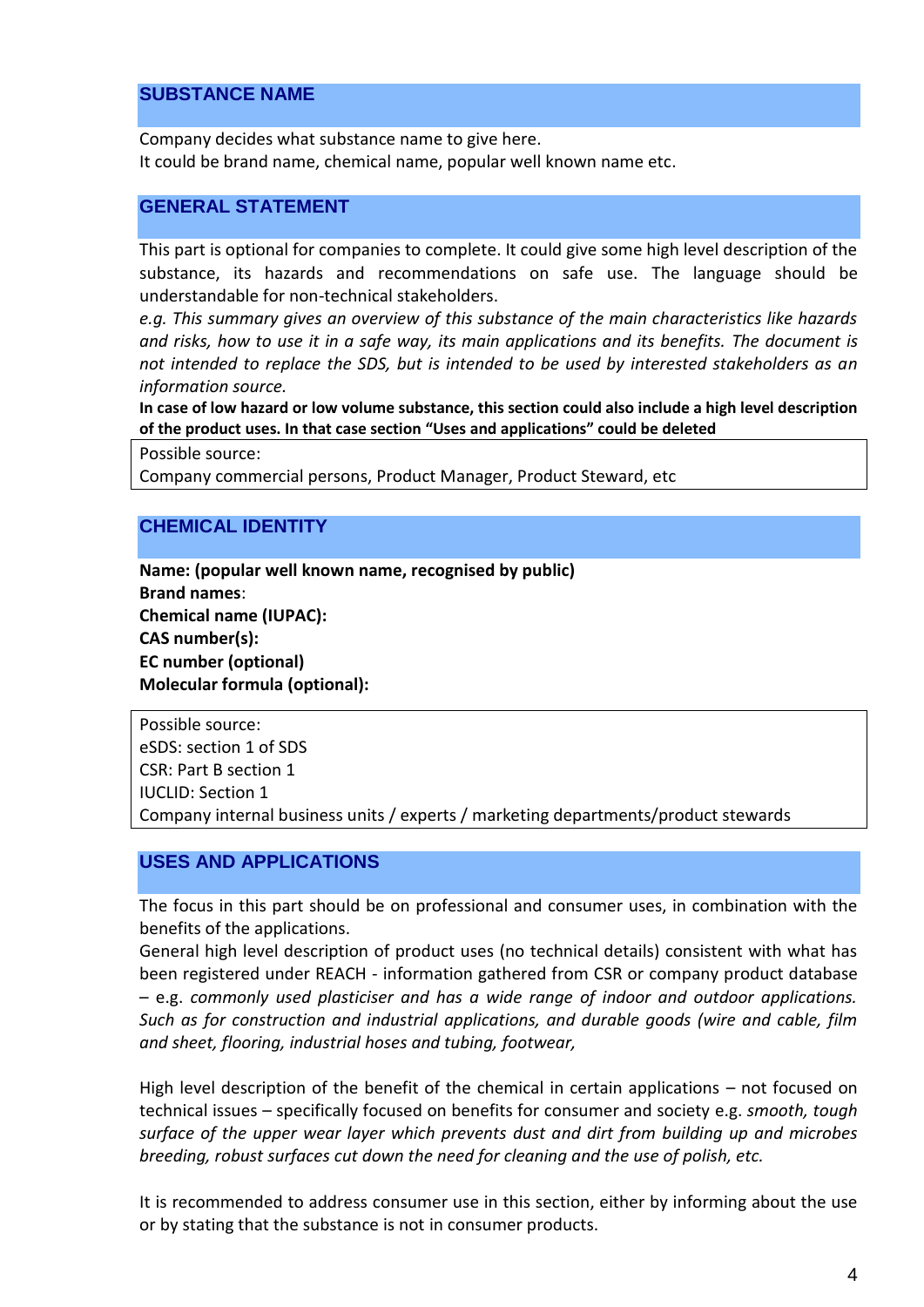## SUBSTANCE NAME

Company decides what substance name to give here.
It could be brand name, chemical name, popular well known name etc.

## GENERAL STATEMENT

This part is optional for companies to complete. It could give some high level description of the substance, its hazards and recommendations on safe use. The language should be understandable for non-technical stakeholders.

*e.g. This summary gives an overview of this substance of the main characteristics like hazards and risks, how to use it in a safe way, its main applications and its benefits. The document is not intended to replace the SDS, but is intended to be used by interested stakeholders as an information source.*

**In case of low hazard or low volume substance, this section could also include a high level description of the product uses. In that case section "Uses and applications" could be deleted**

Possible source:
Company commercial persons, Product Manager, Product Steward, etc

## CHEMICAL IDENTITY

**Name: (popular well known name, recognised by public)**
**Brand names**:
**Chemical name (IUPAC):**
**CAS number(s):**
**EC number (optional)**
**Molecular formula (optional):**

Possible source:
eSDS: section 1 of SDS
CSR: Part B section 1
IUCLID: Section 1
Company internal business units / experts / marketing departments/product stewards

## USES AND APPLICATIONS

The focus in this part should be on professional and consumer uses, in combination with the benefits of the applications.

General high level description of product uses (no technical details) consistent with what has been registered under REACH - information gathered from CSR or company product database – e.g. *commonly used plasticiser and has a wide range of indoor and outdoor applications. Such as for construction and industrial applications, and durable goods (wire and cable, film and sheet, flooring, industrial hoses and tubing, footwear,*

High level description of the benefit of the chemical in certain applications – not focused on technical issues – specifically focused on benefits for consumer and society e.g. *smooth, tough surface of the upper wear layer which prevents dust and dirt from building up and microbes breeding, robust surfaces cut down the need for cleaning and the use of polish, etc.*

It is recommended to address consumer use in this section, either by informing about the use or by stating that the substance is not in consumer products.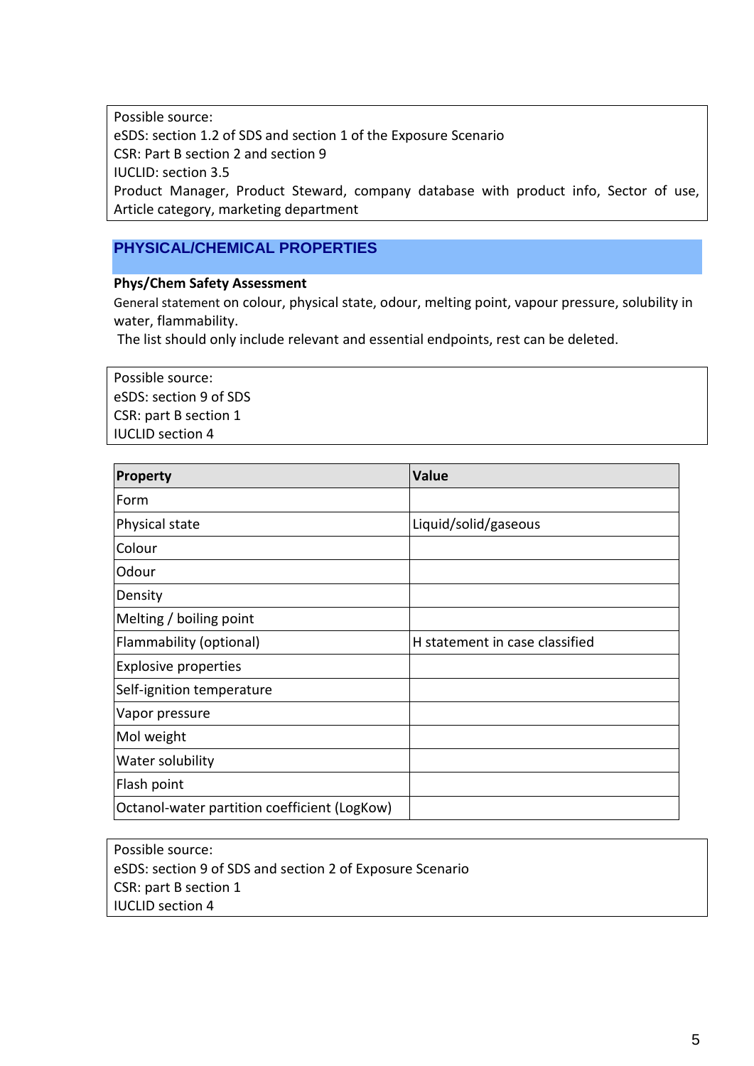Possible source:
eSDS: section 1.2 of SDS and section 1 of the Exposure Scenario
CSR: Part B section 2 and section 9
IUCLID: section 3.5
Product Manager, Product Steward, company database with product info, Sector of use, Article category, marketing department

## PHYSICAL/CHEMICAL PROPERTIES

**Phys/Chem Safety Assessment**

General statement on colour, physical state, odour, melting point, vapour pressure, solubility in water, flammability.
The list should only include relevant and essential endpoints, rest can be deleted.

Possible source:
eSDS: section 9 of SDS
CSR: part B section 1
IUCLID section 4

| Property | Value |
|---|---|
| Form | |
| Physical state | Liquid/solid/gaseous |
| Colour | |
| Odour | |
| Density | |
| Melting / boiling point | |
| Flammability (optional) | H statement in case classified |
| Explosive properties | |
| Self-ignition temperature | |
| Vapor pressure | |
| Mol weight | |
| Water solubility | |
| Flash point | |
| Octanol-water partition coefficient (LogKow) | |

Possible source:
eSDS: section 9 of SDS and section 2 of Exposure Scenario
CSR: part B section 1
IUCLID section 4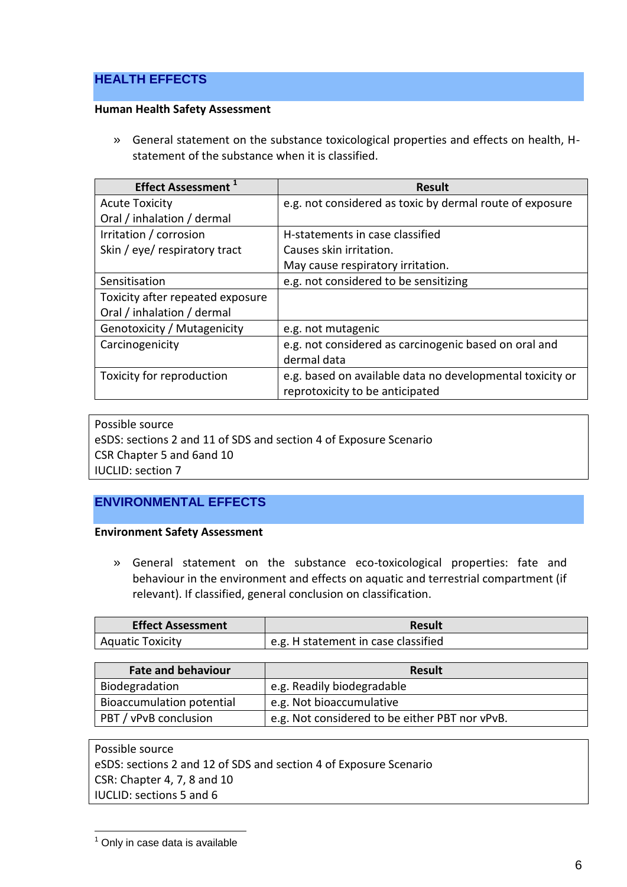## HEALTH EFFECTS

**Human Health Safety Assessment**

» General statement on the substance toxicological properties and effects on health, H-statement of the substance when it is classified.

| Effect Assessment [1] | Result |
|---|---|
| Acute Toxicity<br>Oral / inhalation / dermal | e.g. not considered as toxic by dermal route of exposure |
| Irritation / corrosion<br>Skin / eye/ respiratory tract | H-statements in case classified<br>Causes skin irritation.<br>May cause respiratory irritation. |
| Sensitisation | e.g. not considered to be sensitizing |
| Toxicity after repeated exposure<br>Oral / inhalation / dermal | |
| Genotoxicity / Mutagenicity | e.g. not mutagenic |
| Carcinogenicity | e.g. not considered as carcinogenic based on oral and dermal data |
| Toxicity for reproduction | e.g. based on available data no developmental toxicity or reprotoxicity to be anticipated |

Possible source
eSDS: sections 2 and 11 of SDS and section 4 of Exposure Scenario
CSR Chapter 5 and 6and 10
IUCLID: section 7

## ENVIRONMENTAL EFFECTS

**Environment Safety Assessment**

» General statement on the substance eco-toxicological properties: fate and behaviour in the environment and effects on aquatic and terrestrial compartment (if relevant). If classified, general conclusion on classification.

| Effect Assessment | Result |
|---|---|
| Aquatic Toxicity | e.g. H statement in case classified |

| Fate and behaviour | Result |
|---|---|
| Biodegradation | e.g. Readily biodegradable |
| Bioaccumulation potential | e.g. Not bioaccumulative |
| PBT / vPvB conclusion | e.g. Not considered to be either PBT nor vPvB. |

Possible source
eSDS: sections 2 and 12 of SDS and section 4 of Exposure Scenario
CSR: Chapter 4, 7, 8 and 10
IUCLID: sections 5 and 6

[1] Only in case data is available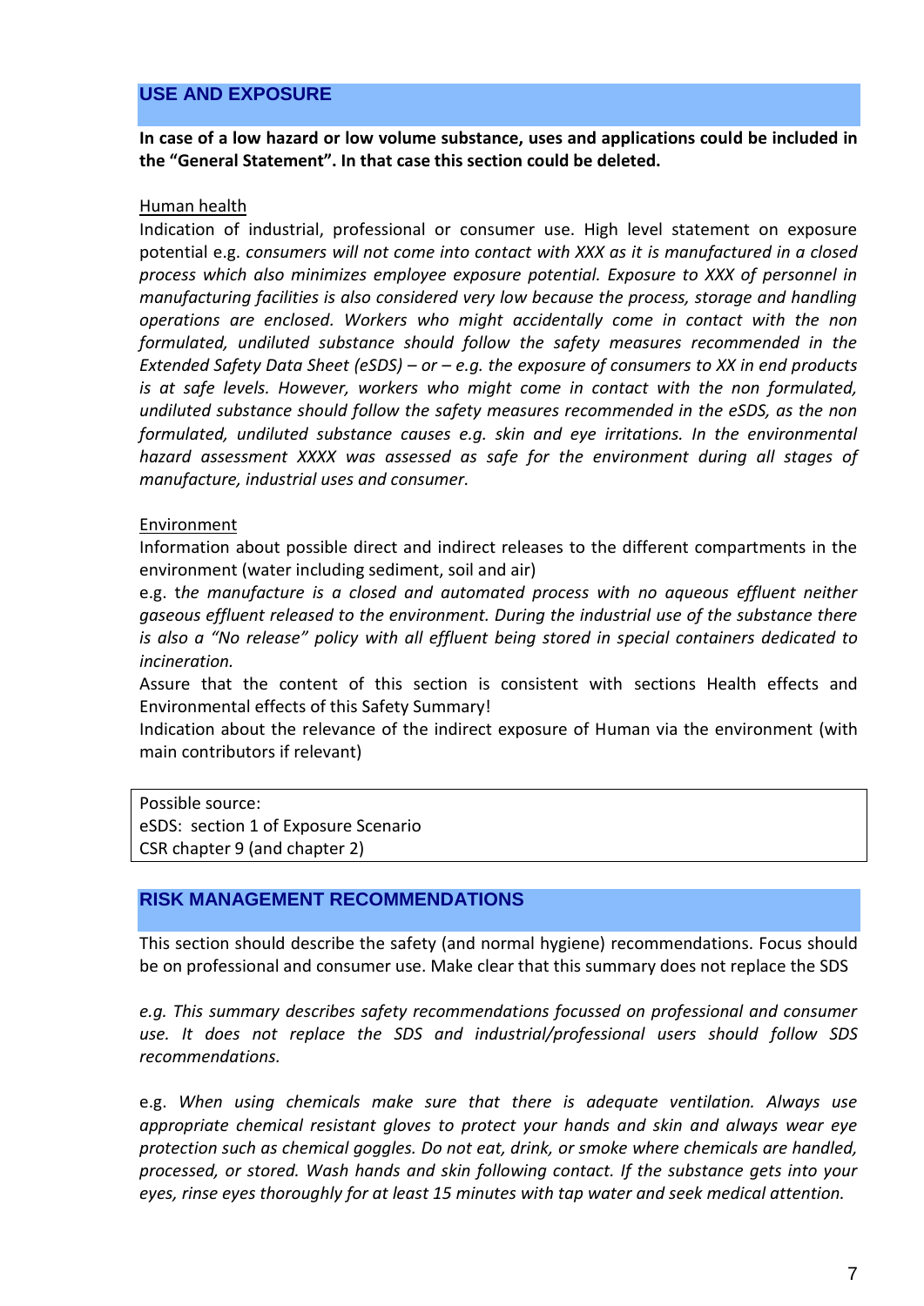## USE AND EXPOSURE

**In case of a low hazard or low volume substance, uses and applications could be included in the "General Statement". In that case this section could be deleted.**

Human health

Indication of industrial, professional or consumer use. High level statement on exposure potential e.g. *consumers will not come into contact with XXX as it is manufactured in a closed process which also minimizes employee exposure potential. Exposure to XXX of personnel in manufacturing facilities is also considered very low because the process, storage and handling operations are enclosed. Workers who might accidentally come in contact with the non formulated, undiluted substance should follow the safety measures recommended in the Extended Safety Data Sheet (eSDS) – or – e.g. the exposure of consumers to XX in end products is at safe levels. However, workers who might come in contact with the non formulated, undiluted substance should follow the safety measures recommended in the eSDS, as the non formulated, undiluted substance causes e.g. skin and eye irritations. In the environmental hazard assessment XXXX was assessed as safe for the environment during all stages of manufacture, industrial uses and consumer.*

Environment

Information about possible direct and indirect releases to the different compartments in the environment (water including sediment, soil and air)

e.g. t*he manufacture is a closed and automated process with no aqueous effluent neither gaseous effluent released to the environment. During the industrial use of the substance there is also a "No release" policy with all effluent being stored in special containers dedicated to incineration.*

Assure that the content of this section is consistent with sections Health effects and Environmental effects of this Safety Summary!

Indication about the relevance of the indirect exposure of Human via the environment (with main contributors if relevant)

| |
|---|
| Possible source:<br>eSDS: section 1 of Exposure Scenario<br>CSR chapter 9 (and chapter 2) |

## RISK MANAGEMENT RECOMMENDATIONS

This section should describe the safety (and normal hygiene) recommendations. Focus should be on professional and consumer use. Make clear that this summary does not replace the SDS

*e.g. This summary describes safety recommendations focussed on professional and consumer use. It does not replace the SDS and industrial/professional users should follow SDS recommendations.*

e.g. *When using chemicals make sure that there is adequate ventilation. Always use appropriate chemical resistant gloves to protect your hands and skin and always wear eye protection such as chemical goggles. Do not eat, drink, or smoke where chemicals are handled, processed, or stored. Wash hands and skin following contact. If the substance gets into your eyes, rinse eyes thoroughly for at least 15 minutes with tap water and seek medical attention.*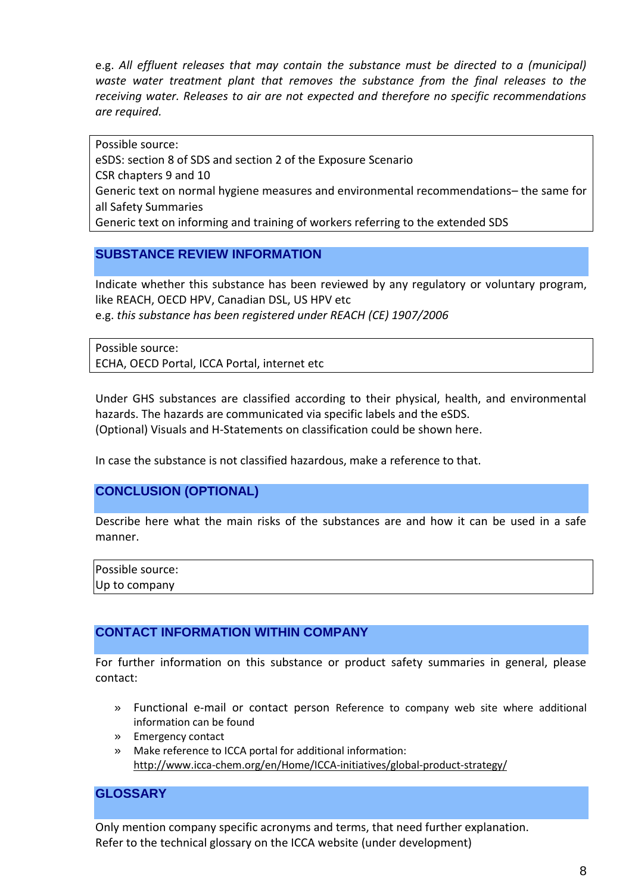e.g. *All effluent releases that may contain the substance must be directed to a (municipal) waste water treatment plant that removes the substance from the final releases to the receiving water. Releases to air are not expected and therefore no specific recommendations are required.*

| |
|---|
| Possible source:<br>eSDS: section 8 of SDS and section 2 of the Exposure Scenario<br>CSR chapters 9 and 10<br>Generic text on normal hygiene measures and environmental recommendations– the same for all Safety Summaries<br>Generic text on informing and training of workers referring to the extended SDS |

## SUBSTANCE REVIEW INFORMATION

Indicate whether this substance has been reviewed by any regulatory or voluntary program, like REACH, OECD HPV, Canadian DSL, US HPV etc
e.g. *this substance has been registered under REACH (CE) 1907/2006*

| |
|---|
| Possible source:<br>ECHA, OECD Portal, ICCA Portal, internet etc |

Under GHS substances are classified according to their physical, health, and environmental hazards. The hazards are communicated via specific labels and the eSDS.
(Optional) Visuals and H-Statements on classification could be shown here.

In case the substance is not classified hazardous, make a reference to that.

## CONCLUSION (OPTIONAL)

Describe here what the main risks of the substances are and how it can be used in a safe manner.

| |
|---|
| Possible source:<br>Up to company |

## CONTACT INFORMATION WITHIN COMPANY

For further information on this substance or product safety summaries in general, please contact:

- Functional e-mail or contact person Reference to company web site where additional information can be found
- Emergency contact
- Make reference to ICCA portal for additional information: http://www.icca-chem.org/en/Home/ICCA-initiatives/global-product-strategy/

## GLOSSARY

Only mention company specific acronyms and terms, that need further explanation.
Refer to the technical glossary on the ICCA website (under development)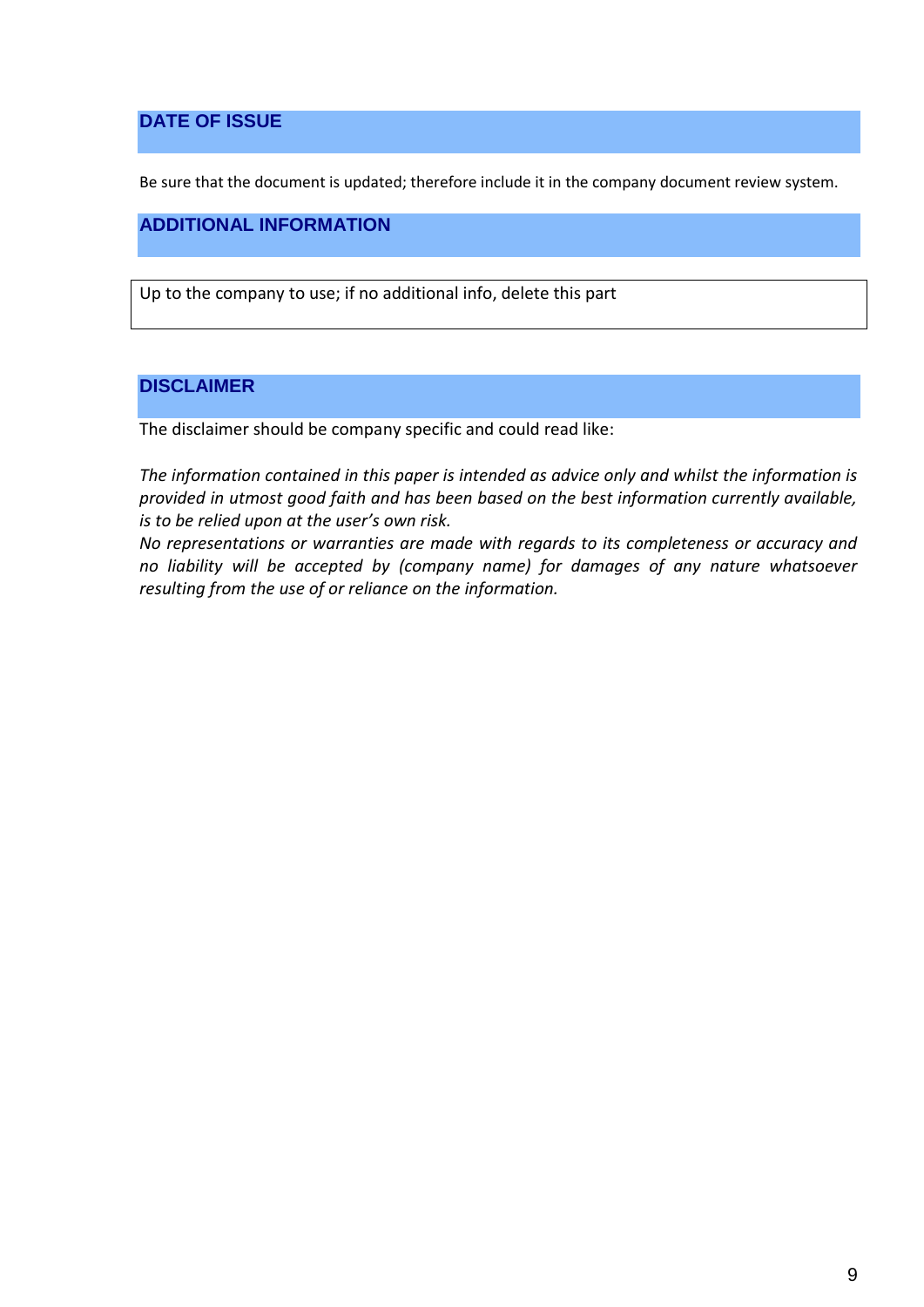## DATE OF ISSUE

Be sure that the document is updated; therefore include it in the company document review system.

## ADDITIONAL INFORMATION

Up to the company to use; if no additional info, delete this part

## DISCLAIMER

The disclaimer should be company specific and could read like:

*The information contained in this paper is intended as advice only and whilst the information is provided in utmost good faith and has been based on the best information currently available, is to be relied upon at the user's own risk.*
*No representations or warranties are made with regards to its completeness or accuracy and no liability will be accepted by (company name) for damages of any nature whatsoever resulting from the use of or reliance on the information.*